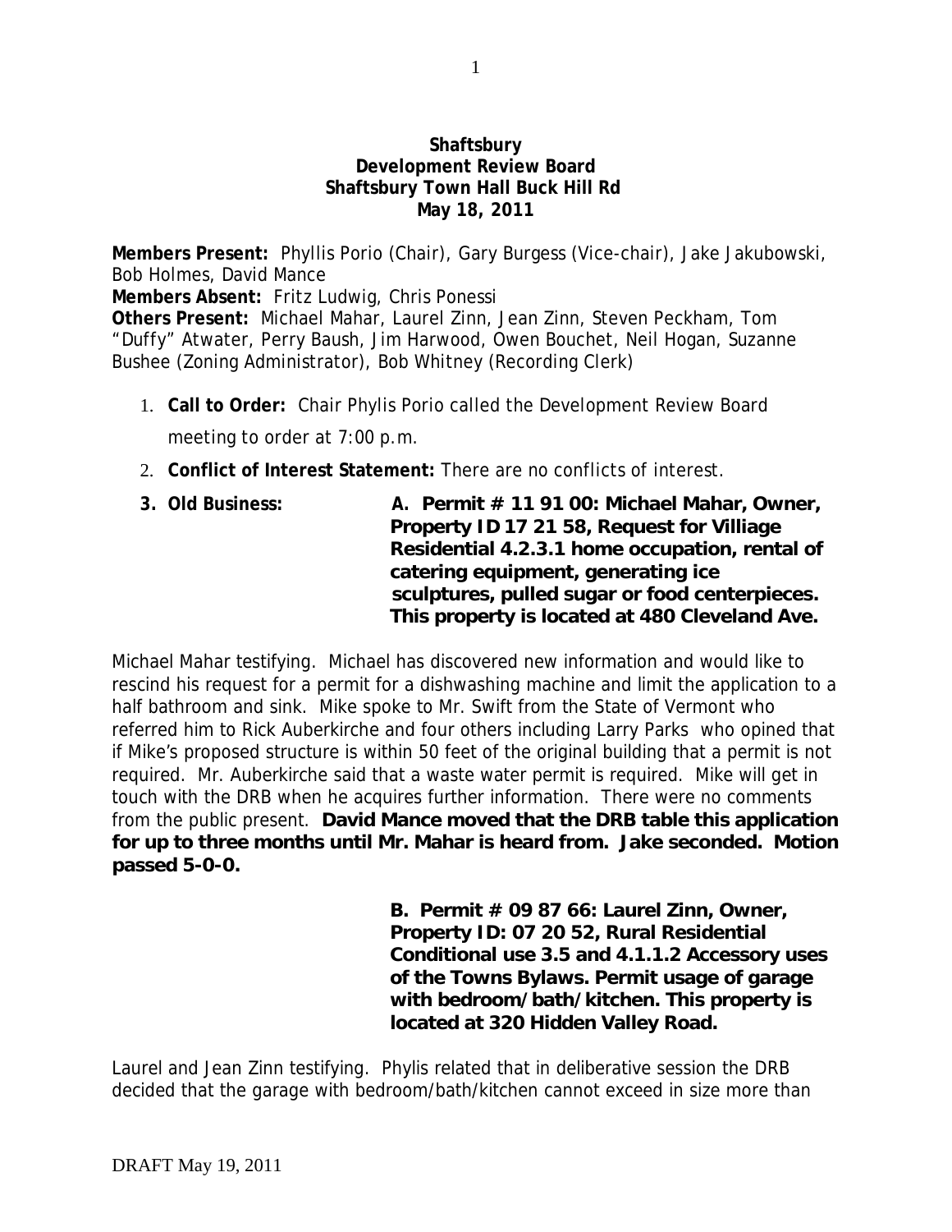**Shaftsbury**
**Development Review Board**
**Shaftsbury Town Hall Buck Hill Rd**
**May 18, 2011**

**Members Present:** Phyllis Porio (Chair), Gary Burgess (Vice-chair), Jake Jakubowski, Bob Holmes, David Mance
**Members Absent:** Fritz Ludwig, Chris Ponessi
**Others Present:** Michael Mahar, Laurel Zinn, Jean Zinn, Steven Peckham, Tom "Duffy" Atwater, Perry Baush, Jim Harwood, Owen Bouchet, Neil Hogan, Suzanne Bushee (Zoning Administrator), Bob Whitney (Recording Clerk)

1. **Call to Order:** Chair Phylis Porio called the Development Review Board meeting to order at 7:00 p.m.
2. **Conflict of Interest Statement:** There are no conflicts of interest.
3. **Old Business:** **A. Permit # 11 91 00: Michael Mahar, Owner, Property ID 17 21 58, Request for Villiage Residential 4.2.3.1 home occupation, rental of catering equipment, generating ice sculptures, pulled sugar or food centerpieces. This property is located at 480 Cleveland Ave.**

Michael Mahar testifying. Michael has discovered new information and would like to rescind his request for a permit for a dishwashing machine and limit the application to a half bathroom and sink. Mike spoke to Mr. Swift from the State of Vermont who referred him to Rick Auberkirche and four others including Larry Parks who opined that if Mike's proposed structure is within 50 feet of the original building that a permit is not required. Mr. Auberkirche said that a waste water permit is required. Mike will get in touch with the DRB when he acquires further information. There were no comments from the public present. **David Mance moved that the DRB table this application for up to three months until Mr. Mahar is heard from. Jake seconded. Motion passed 5-0-0.**

**B. Permit # 09 87 66: Laurel Zinn, Owner, Property ID: 07 20 52, Rural Residential Conditional use 3.5 and 4.1.1.2 Accessory uses of the Towns Bylaws. Permit usage of garage with bedroom/bath/kitchen. This property is located at 320 Hidden Valley Road.**

Laurel and Jean Zinn testifying. Phylis related that in deliberative session the DRB decided that the garage with bedroom/bath/kitchen cannot exceed in size more than

DRAFT May 19, 2011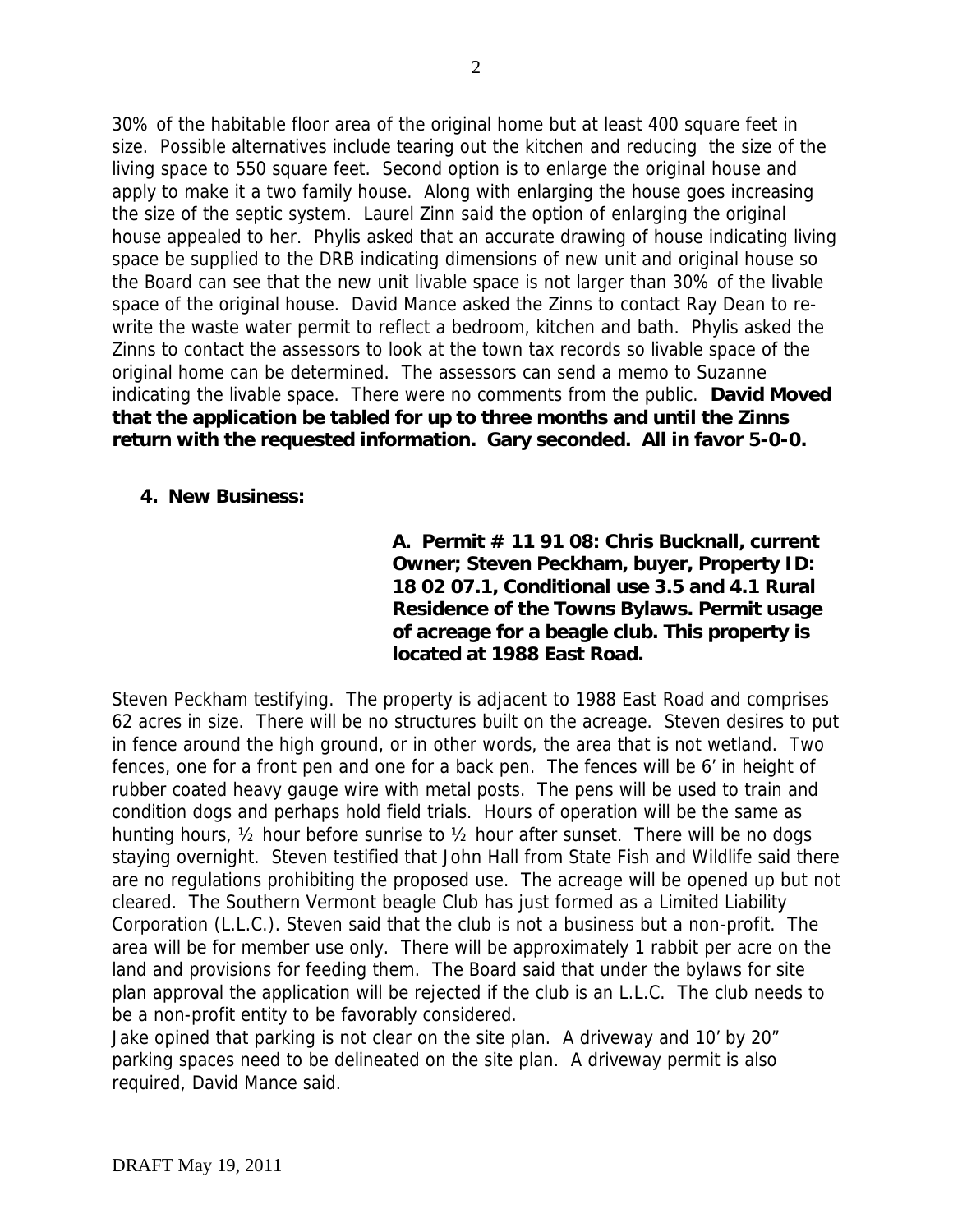30% of the habitable floor area of the original home but at least 400 square feet in size. Possible alternatives include tearing out the kitchen and reducing the size of the living space to 550 square feet. Second option is to enlarge the original house and apply to make it a two family house. Along with enlarging the house goes increasing the size of the septic system. Laurel Zinn said the option of enlarging the original house appealed to her. Phylis asked that an accurate drawing of house indicating living space be supplied to the DRB indicating dimensions of new unit and original house so the Board can see that the new unit livable space is not larger than 30% of the livable space of the original house. David Mance asked the Zinns to contact Ray Dean to re-write the waste water permit to reflect a bedroom, kitchen and bath. Phylis asked the Zinns to contact the assessors to look at the town tax records so livable space of the original home can be determined. The assessors can send a memo to Suzanne indicating the livable space. There were no comments from the public. **David Moved that the application be tabled for up to three months and until the Zinns return with the requested information. Gary seconded. All in favor 5-0-0.**

**4. New Business:**

**A. Permit # 11 91 08: Chris Bucknall, current Owner; Steven Peckham, buyer, Property ID: 18 02 07.1, Conditional use 3.5 and 4.1 Rural Residence of the Towns Bylaws. Permit usage of acreage for a beagle club. This property is located at 1988 East Road.**

Steven Peckham testifying. The property is adjacent to 1988 East Road and comprises 62 acres in size. There will be no structures built on the acreage. Steven desires to put in fence around the high ground, or in other words, the area that is not wetland. Two fences, one for a front pen and one for a back pen. The fences will be 6' in height of rubber coated heavy gauge wire with metal posts. The pens will be used to train and condition dogs and perhaps hold field trials. Hours of operation will be the same as hunting hours, ½ hour before sunrise to ½ hour after sunset. There will be no dogs staying overnight. Steven testified that John Hall from State Fish and Wildlife said there are no regulations prohibiting the proposed use. The acreage will be opened up but not cleared. The Southern Vermont beagle Club has just formed as a Limited Liability Corporation (L.L.C.). Steven said that the club is not a business but a non-profit. The area will be for member use only. There will be approximately 1 rabbit per acre on the land and provisions for feeding them. The Board said that under the bylaws for site plan approval the application will be rejected if the club is an L.L.C. The club needs to be a non-profit entity to be favorably considered.
Jake opined that parking is not clear on the site plan. A driveway and 10' by 20" parking spaces need to be delineated on the site plan. A driveway permit is also required, David Mance said.

DRAFT May 19, 2011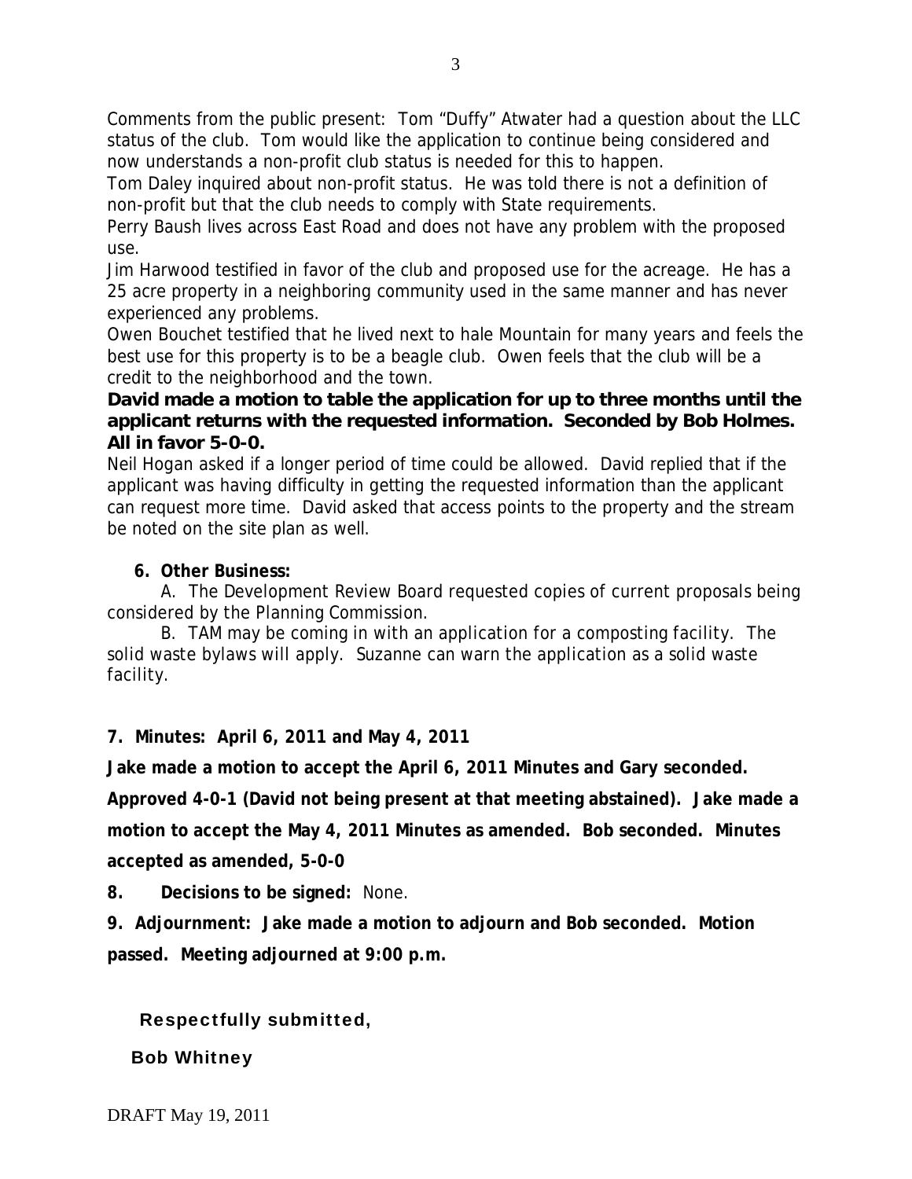Comments from the public present: Tom "Duffy" Atwater had a question about the LLC status of the club. Tom would like the application to continue being considered and now understands a non-profit club status is needed for this to happen.

Tom Daley inquired about non-profit status. He was told there is not a definition of non-profit but that the club needs to comply with State requirements.

Perry Baush lives across East Road and does not have any problem with the proposed use.

Jim Harwood testified in favor of the club and proposed use for the acreage. He has a 25 acre property in a neighboring community used in the same manner and has never experienced any problems.

Owen Bouchet testified that he lived next to hale Mountain for many years and feels the best use for this property is to be a beagle club. Owen feels that the club will be a credit to the neighborhood and the town.

**David made a motion to table the application for up to three months until the applicant returns with the requested information. Seconded by Bob Holmes. All in favor 5-0-0.**

Neil Hogan asked if a longer period of time could be allowed. David replied that if the applicant was having difficulty in getting the requested information than the applicant can request more time. David asked that access points to the property and the stream be noted on the site plan as well.

**6. Other Business:**

A. The Development Review Board requested copies of current proposals being considered by the Planning Commission.

B. TAM may be coming in with an application for a composting facility. The solid waste bylaws will apply. Suzanne can warn the application as a solid waste facility.

**7. Minutes: April 6, 2011 and May 4, 2011**

**Jake made a motion to accept the April 6, 2011 Minutes and Gary seconded. Approved 4-0-1 (David not being present at that meeting abstained). Jake made a motion to accept the May 4, 2011 Minutes as amended. Bob seconded. Minutes accepted as amended, 5-0-0**

**8. Decisions to be signed:** None.

**9. Adjournment: Jake made a motion to adjourn and Bob seconded. Motion passed. Meeting adjourned at 9:00 p.m.**

**Respectfully submitted,**

**Bob Whitney**

DRAFT May 19, 2011